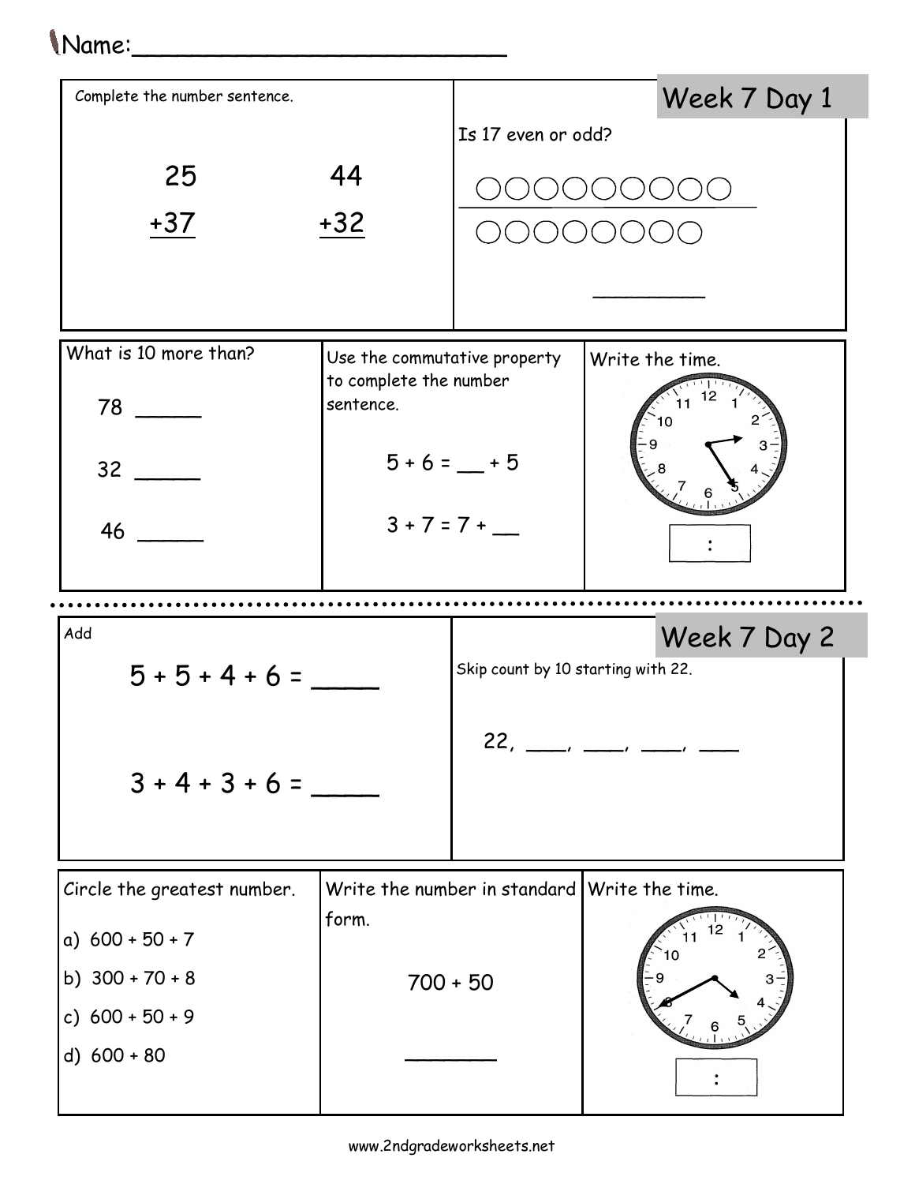Name:________________________

## Week 7 Day 1

Complete the number sentence.

$$\begin{array}{r} 25 \\ +37 \\ \hline \end{array} \qquad \begin{array}{r} 44 \\ +32 \\ \hline \end{array}$$

Is 17 even or odd?

○○○○○○○○○

○○○○○○○○

________

What is 10 more than?

78 _____

32 _____

46 _____

Use the commutative property to complete the number sentence.

5 + 6 = __ + 5

3 + 7 = 7 + __

Write the time.

:

---

## Week 7 Day 2

Add

5 + 5 + 4 + 6 = ____

3 + 4 + 3 + 6 = ____

Skip count by 10 starting with 22.

22, ____, ____, ____, ____

Circle the greatest number.

a) 600 + 50 + 7

b) 300 + 70 + 8

c) 600 + 50 + 9

d) 600 + 80

Write the number in standard form.

700 + 50

________

Write the time.

:

www.2ndgradeworksheets.net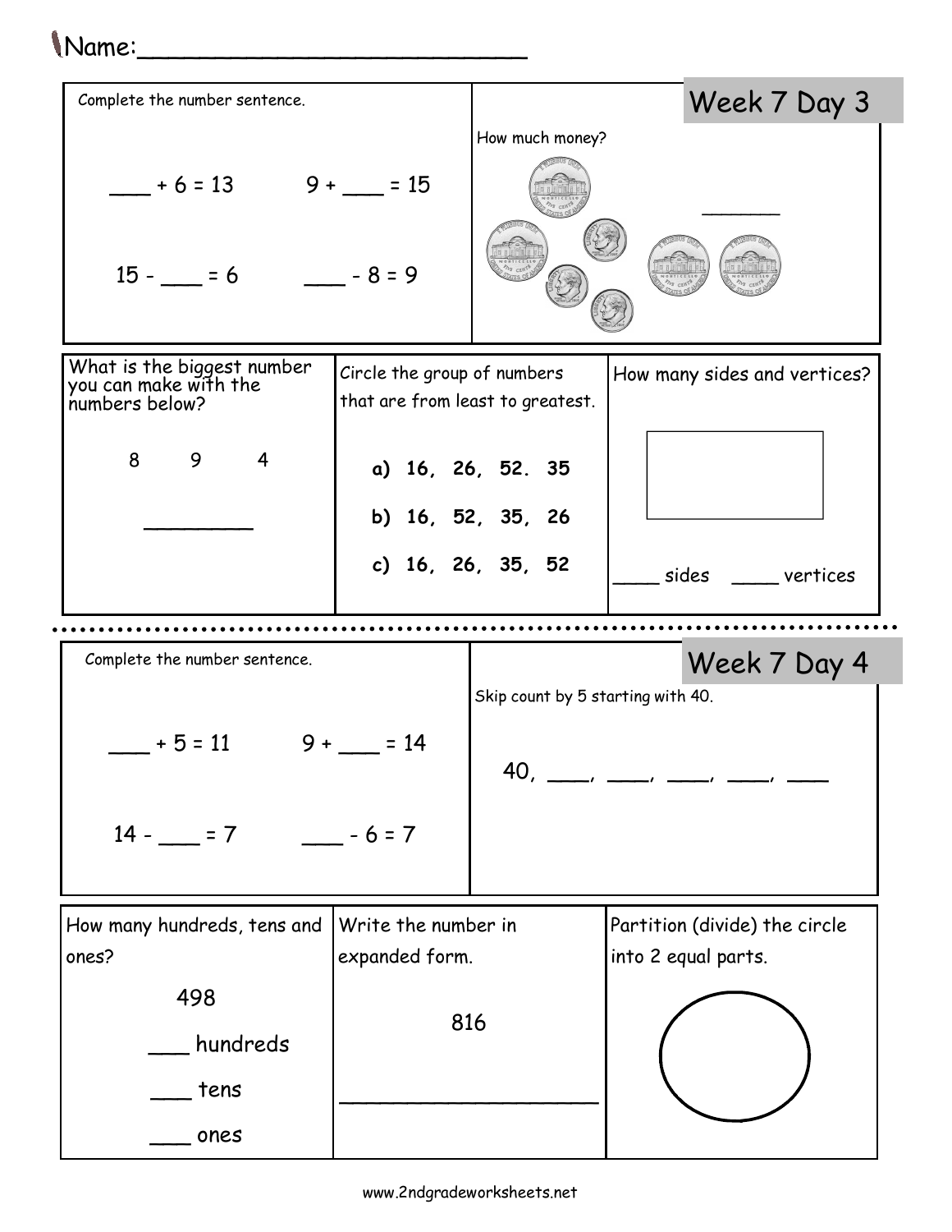Name:\_\_\_\_\_\_\_\_\_\_\_\_\_\_\_\_\_\_\_\_\_\_\_\_\_\_

## Week 7 Day 3

Complete the number sentence.

___ + 6 = 13 9 + ___ = 15

15 - ___ = 6 ___ - 8 = 9

How much money?

______

What is the biggest number you can make with the numbers below?

8 9 4

_________

Circle the group of numbers that are from least to greatest.

**a) 16, 26, 52. 35**

**b) 16, 52, 35, 26**

**c) 16, 26, 35, 52**

How many sides and vertices?

____ sides ____ vertices

---

## Week 7 Day 4

Complete the number sentence.

___ + 5 = 11 9 + ___ = 14

14 - ___ = 7 ___ - 6 = 7

Skip count by 5 starting with 40.

40, ____, ____, ____, ____, ____

How many hundreds, tens and ones?

498

___ hundreds

___ tens

___ ones

Write the number in expanded form.

816

____________________

Partition (divide) the circle into 2 equal parts.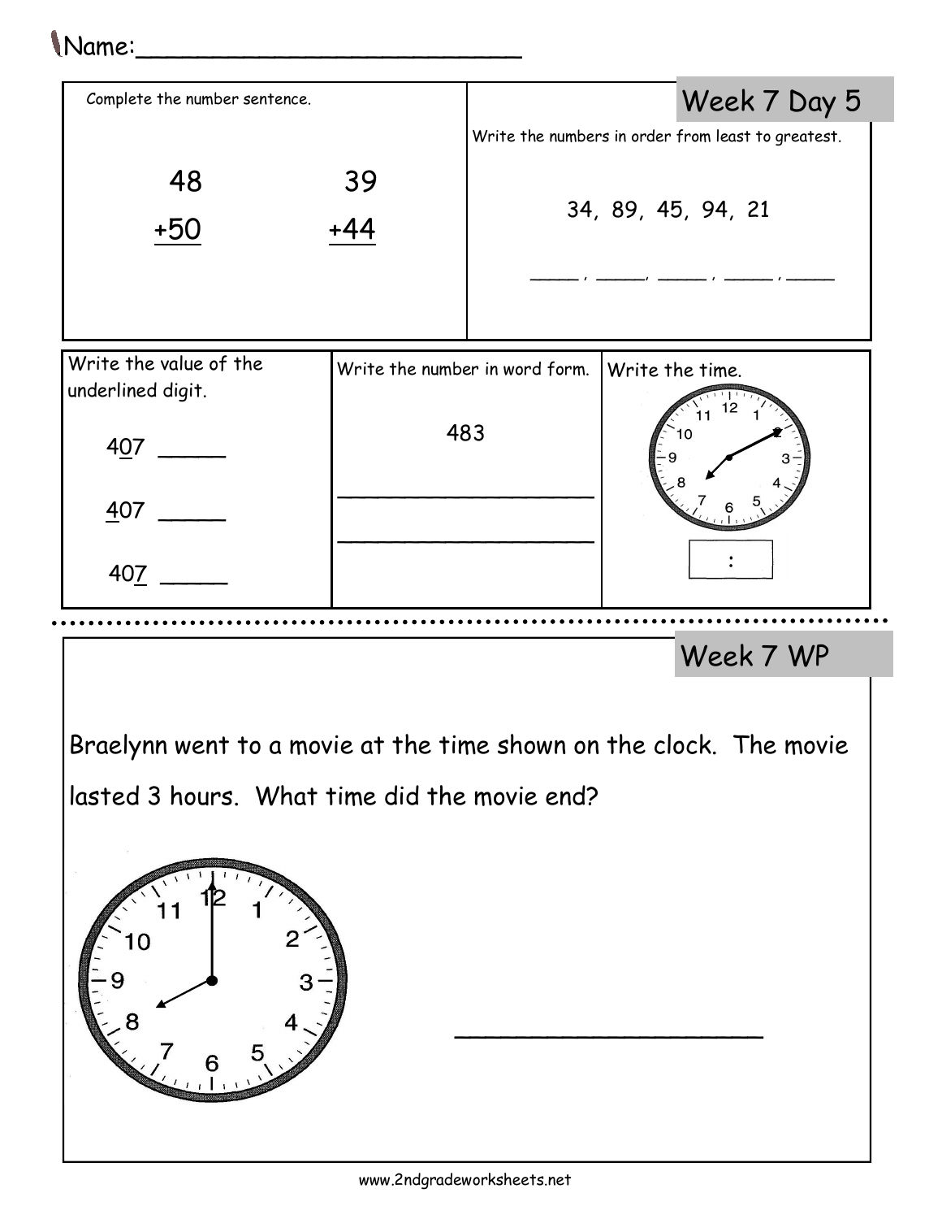Name:________________________

## Week 7 Day 5

Complete the number sentence.

```
  48        39
+50       +44
```

Write the numbers in order from least to greatest.

34, 89, 45, 94, 21

_____ , _____, _____ , _____ , _____

Write the value of the underlined digit.

4<u>0</u>7 _____

<u>4</u>07 _____

40<u>7</u> _____

Write the number in word form.

483

______________________

______________________

Write the time.

:

## Week 7 WP

Braelynn went to a movie at the time shown on the clock. The movie lasted 3 hours. What time did the movie end?

____________________

www.2ndgradeworksheets.net